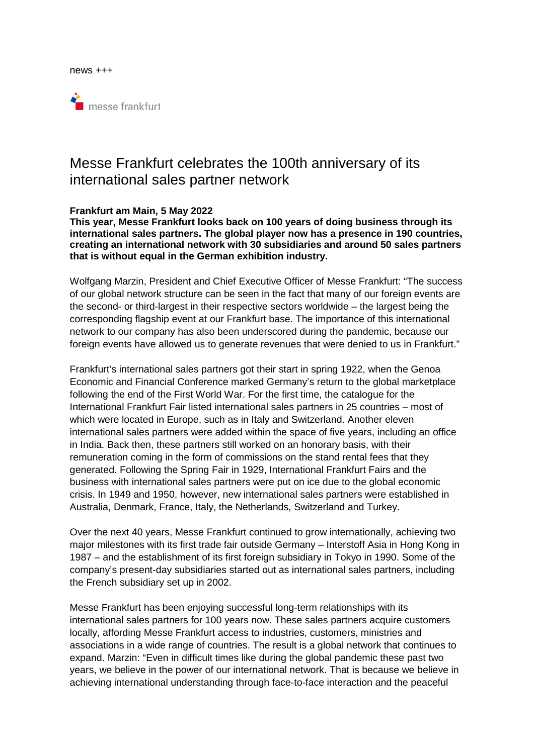news +++

messe frankfurt

# Messe Frankfurt celebrates the 100th anniversary of its international sales partner network

**Frankfurt am Main, 5 May 2022**

**This year, Messe Frankfurt looks back on 100 years of doing business through its international sales partners. The global player now has a presence in 190 countries, creating an international network with 30 subsidiaries and around 50 sales partners that is without equal in the German exhibition industry.**

Wolfgang Marzin, President and Chief Executive Officer of Messe Frankfurt: “The success of our global network structure can be seen in the fact that many of our foreign events are the second- or third-largest in their respective sectors worldwide – the largest being the corresponding flagship event at our Frankfurt base. The importance of this international network to our company has also been underscored during the pandemic, because our foreign events have allowed us to generate revenues that were denied to us in Frankfurt.”

Frankfurt’s international sales partners got their start in spring 1922, when the Genoa Economic and Financial Conference marked Germany’s return to the global marketplace following the end of the First World War. For the first time, the catalogue for the International Frankfurt Fair listed international sales partners in 25 countries – most of which were located in Europe, such as in Italy and Switzerland. Another eleven international sales partners were added within the space of five years, including an office in India. Back then, these partners still worked on an honorary basis, with their remuneration coming in the form of commissions on the stand rental fees that they generated. Following the Spring Fair in 1929, International Frankfurt Fairs and the business with international sales partners were put on ice due to the global economic crisis. In 1949 and 1950, however, new international sales partners were established in Australia, Denmark, France, Italy, the Netherlands, Switzerland and Turkey.

Over the next 40 years, Messe Frankfurt continued to grow internationally, achieving two major milestones with its first trade fair outside Germany – Interstoff Asia in Hong Kong in 1987 – and the establishment of its first foreign subsidiary in Tokyo in 1990. Some of the company’s present-day subsidiaries started out as international sales partners, including the French subsidiary set up in 2002.

Messe Frankfurt has been enjoying successful long-term relationships with its international sales partners for 100 years now. These sales partners acquire customers locally, affording Messe Frankfurt access to industries, customers, ministries and associations in a wide range of countries. The result is a global network that continues to expand. Marzin: “Even in difficult times like during the global pandemic these past two years, we believe in the power of our international network. That is because we believe in achieving international understanding through face-to-face interaction and the peaceful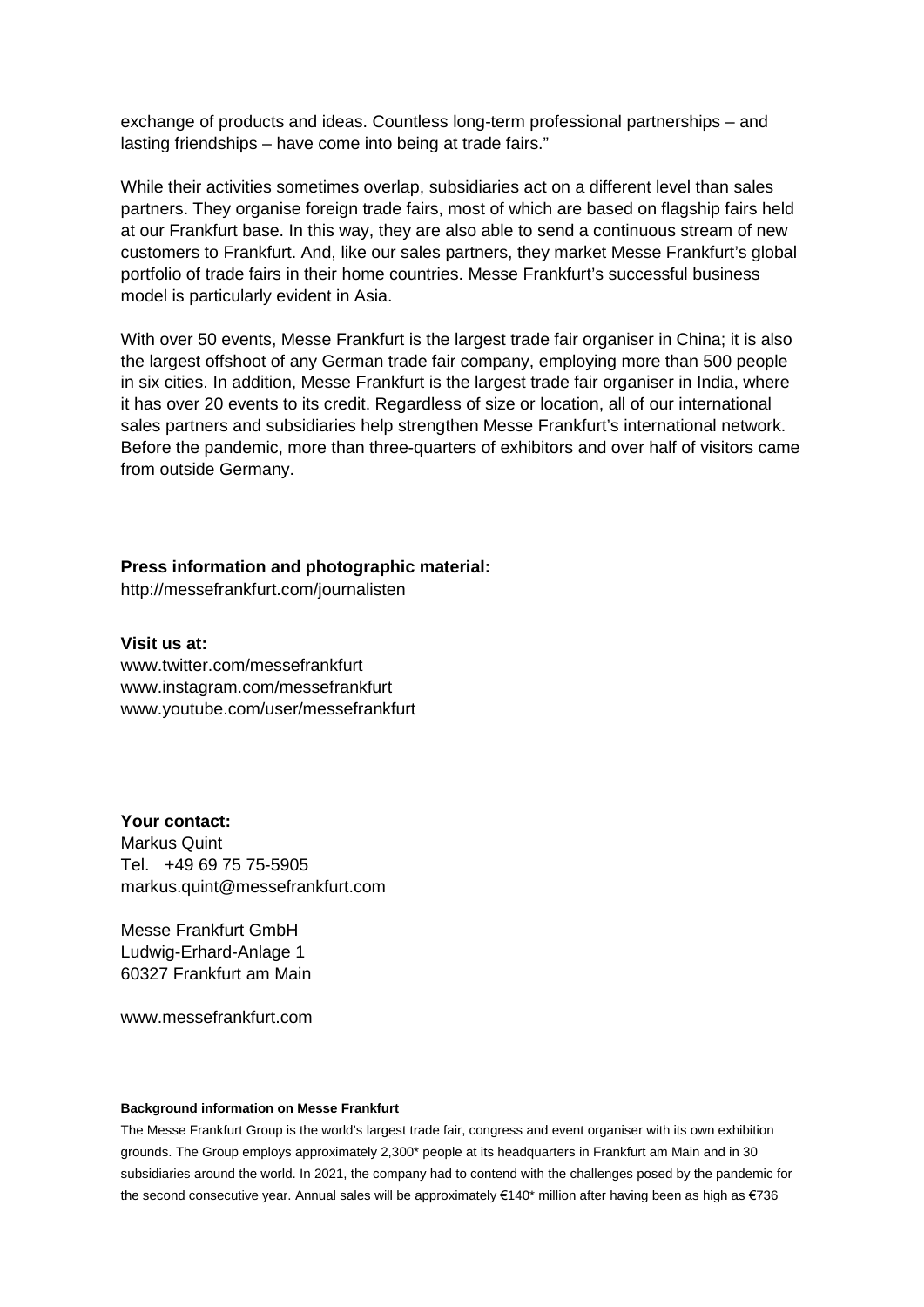exchange of products and ideas. Countless long-term professional partnerships – and lasting friendships – have come into being at trade fairs."

While their activities sometimes overlap, subsidiaries act on a different level than sales partners. They organise foreign trade fairs, most of which are based on flagship fairs held at our Frankfurt base. In this way, they are also able to send a continuous stream of new customers to Frankfurt. And, like our sales partners, they market Messe Frankfurt's global portfolio of trade fairs in their home countries. Messe Frankfurt's successful business model is particularly evident in Asia.

With over 50 events, Messe Frankfurt is the largest trade fair organiser in China; it is also the largest offshoot of any German trade fair company, employing more than 500 people in six cities. In addition, Messe Frankfurt is the largest trade fair organiser in India, where it has over 20 events to its credit. Regardless of size or location, all of our international sales partners and subsidiaries help strengthen Messe Frankfurt's international network. Before the pandemic, more than three-quarters of exhibitors and over half of visitors came from outside Germany.

**Press information and photographic material:**
http://messefrankfurt.com/journalisten

**Visit us at:**
www.twitter.com/messefrankfurt
www.instagram.com/messefrankfurt
www.youtube.com/user/messefrankfurt

**Your contact:**
Markus Quint
Tel. +49 69 75 75-5905
markus.quint@messefrankfurt.com

Messe Frankfurt GmbH
Ludwig-Erhard-Anlage 1
60327 Frankfurt am Main

www.messefrankfurt.com

**Background information on Messe Frankfurt**

The Messe Frankfurt Group is the world's largest trade fair, congress and event organiser with its own exhibition grounds. The Group employs approximately 2,300* people at its headquarters in Frankfurt am Main and in 30 subsidiaries around the world. In 2021, the company had to contend with the challenges posed by the pandemic for the second consecutive year. Annual sales will be approximately €140* million after having been as high as €736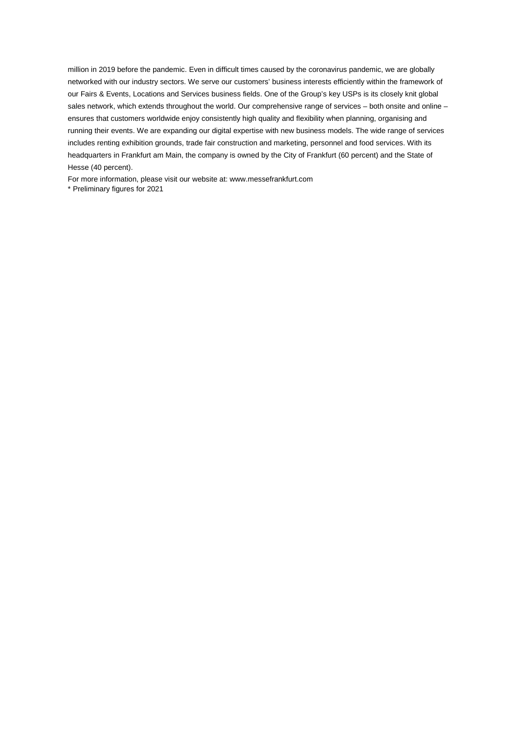million in 2019 before the pandemic. Even in difficult times caused by the coronavirus pandemic, we are globally networked with our industry sectors. We serve our customers' business interests efficiently within the framework of our Fairs & Events, Locations and Services business fields. One of the Group's key USPs is its closely knit global sales network, which extends throughout the world. Our comprehensive range of services – both onsite and online – ensures that customers worldwide enjoy consistently high quality and flexibility when planning, organising and running their events. We are expanding our digital expertise with new business models. The wide range of services includes renting exhibition grounds, trade fair construction and marketing, personnel and food services. With its headquarters in Frankfurt am Main, the company is owned by the City of Frankfurt (60 percent) and the State of Hesse (40 percent).

For more information, please visit our website at: www.messefrankfurt.com

* Preliminary figures for 2021